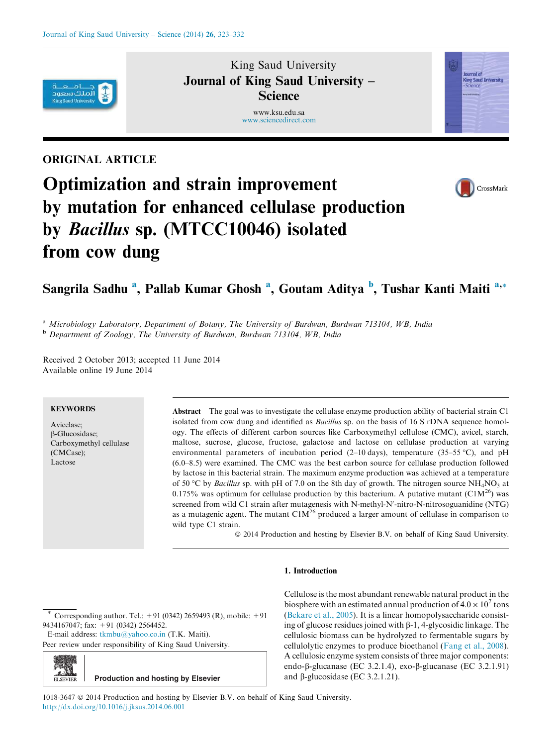ORIGINAL ARTICLE

# Optimization and strain improvement by mutation for enhanced cellulase production by *Bacillus* sp. (MTCC10046) isolated from cow dung

**Sangrila Sadhu [a], Pallab Kumar Ghosh [a], Goutam Aditya [b], Tushar Kanti Maiti [a,*]**

[a] *Microbiology Laboratory, Department of Botany, The University of Burdwan, Burdwan 713104, WB, India*
[b] *Department of Zoology, The University of Burdwan, Burdwan 713104, WB, India*

Received 2 October 2013; accepted 11 June 2014
Available online 19 June 2014

**KEYWORDS**

Avicelase;
β-Glucosidase;
Carboxymethyl cellulose (CMCase);
Lactose

**Abstract** The goal was to investigate the cellulase enzyme production ability of bacterial strain C1 isolated from cow dung and identified as *Bacillus* sp. on the basis of 16 S rDNA sequence homology. The effects of different carbon sources like Carboxymethyl cellulose (CMC), avicel, starch, maltose, sucrose, glucose, fructose, galactose and lactose on cellulase production at varying environmental parameters of incubation period (2–10 days), temperature (35–55 °C), and pH (6.0–8.5) were examined. The CMC was the best carbon source for cellulase production followed by lactose in this bacterial strain. The maximum enzyme production was achieved at a temperature of 50 °C by *Bacillus* sp. with pH of 7.0 on the 8th day of growth. The nitrogen source $NH_4NO_3$ at 0.175% was optimum for cellulase production by this bacterium. A putative mutant ($C1M^{26}$) was screened from wild C1 strain after mutagenesis with N-methyl-N′-nitro-N-nitrosoguanidine (NTG) as a mutagenic agent. The mutant $C1M^{26}$ produced a larger amount of cellulase in comparison to wild type C1 strain.

© 2014 Production and hosting by Elsevier B.V. on behalf of King Saud University.

## 1. Introduction

Cellulose is the most abundant renewable natural product in the biosphere with an estimated annual production of $4.0 \times 10^7$ tons (Bekare et al., 2005). It is a linear homopolysaccharide consisting of glucose residues joined with β-1, 4-glycosidic linkage. The cellulosic biomass can be hydrolyzed to fermentable sugars by cellulolytic enzymes to produce bioethanol (Fang et al., 2008). A cellulosic enzyme system consists of three major components: endo-β-glucanase (EC 3.2.1.4), exo-β-glucanase (EC 3.2.1.91) and β-glucosidase (EC 3.2.1.21).

* Corresponding author. Tel.: +91 (0342) 2659493 (R), mobile: +91 9434167047; fax: +91 (0342) 2564452.
E-mail address: tkmbu@yahoo.co.in (T.K. Maiti).
Peer review under responsibility of King Saud University.

Production and hosting by Elsevier

1018-3647 © 2014 Production and hosting by Elsevier B.V. on behalf of King Saud University.
http://dx.doi.org/10.1016/j.jksus.2014.06.001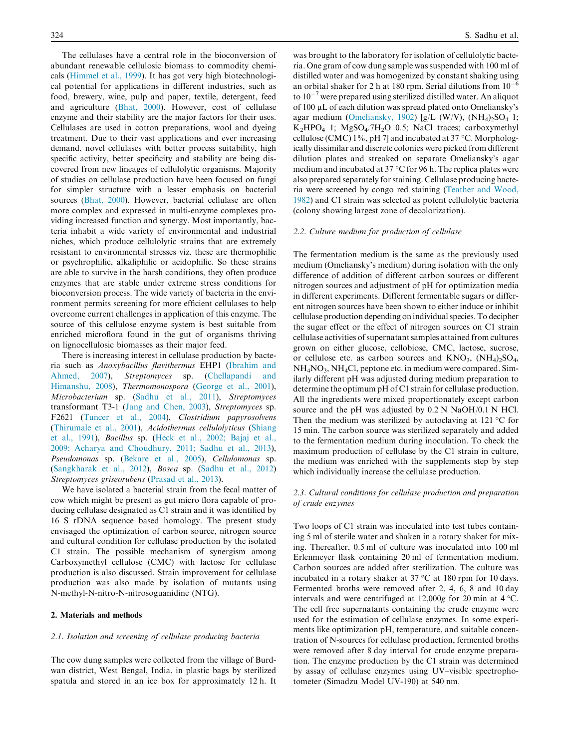The cellulases have a central role in the bioconversion of abundant renewable cellulosic biomass to commodity chemicals (Himmel et al., 1999). It has got very high biotechnological potential for applications in different industries, such as food, brewery, wine, pulp and paper, textile, detergent, feed and agriculture (Bhat, 2000). However, cost of cellulase enzyme and their stability are the major factors for their uses. Cellulases are used in cotton preparations, wool and dyeing treatment. Due to their vast applications and ever increasing demand, novel cellulases with better process suitability, high specific activity, better specificity and stability are being discovered from new lineages of cellulolytic organisms. Majority of studies on cellulase production have been focused on fungi for simpler structure with a lesser emphasis on bacterial sources (Bhat, 2000). However, bacterial cellulase are often more complex and expressed in multi-enzyme complexes providing increased function and synergy. Most importantly, bacteria inhabit a wide variety of environmental and industrial niches, which produce cellulolytic strains that are extremely resistant to environmental stresses viz. these are thermophilic or psychrophilic, alkaliphilic or acidophilic. So these strains are able to survive in the harsh conditions, they often produce enzymes that are stable under extreme stress conditions for bioconversion process. The wide variety of bacteria in the environment permits screening for more efficient cellulases to help overcome current challenges in application of this enzyme. The source of this cellulose enzyme system is best suitable from enriched microflora found in the gut of organisms thriving on lignocellulosic biomasses as their major feed.

There is increasing interest in cellulase production by bacteria such as *Anoxybacillus flavithermus* EHP1 (Ibrahim and Ahmed, 2007), *Streptomyces* sp. (Chellapandi and Himanshu, 2008), *Thermomonospora* (George et al., 2001), *Microbacterium* sp. (Sadhu et al., 2011), *Streptomyces* transformant T3-1 (Jang and Chen, 2003), *Streptomyces* sp. F2621 (Tuncer et al., 2004), *Clostridium papyrosolvens* (Thirumale et al., 2001), *Acidothermus cellulolyticus* (Shiang et al., 1991), *Bacillus* sp. (Heck et al., 2002; Bajaj et al., 2009; Acharya and Choudhury, 2011; Sadhu et al., 2013), *Pseudomonas* sp. (Bekare et al., 2005), *Cellulomonas* sp. (Sangkharak et al., 2012), *Bosea* sp. (Sadhu et al., 2012) *Streptomyces griseorubens* (Prasad et al., 2013).

We have isolated a bacterial strain from the fecal matter of cow which might be present as gut micro flora capable of producing cellulase designated as C1 strain and it was identified by 16 S rDNA sequence based homology. The present study envisaged the optimization of carbon source, nitrogen source and cultural condition for cellulase production by the isolated C1 strain. The possible mechanism of synergism among Carboxymethyl cellulose (CMC) with lactose for cellulase production is also discussed. Strain improvement for cellulase production was also made by isolation of mutants using N-methyl-N-nitro-N-nitrosoguanidine (NTG).

## 2. Materials and methods

### 2.1. Isolation and screening of cellulase producing bacteria

The cow dung samples were collected from the village of Burdwan district, West Bengal, India, in plastic bags by sterilized spatula and stored in an ice box for approximately 12 h. It was brought to the laboratory for isolation of cellulolytic bacteria. One gram of cow dung sample was suspended with 100 ml of distilled water and was homogenized by constant shaking using an orbital shaker for 2 h at 180 rpm. Serial dilutions from $10^{-6}$ to $10^{-7}$ were prepared using sterilized distilled water. An aliquot of 100 μL of each dilution was spread plated onto Omeliansky's agar medium (Omeliansky, 1902) [g/L (W/V), $(NH_4)_2SO_4$ 1; $K_2HPO_4$ 1; $MgSO_4.7H_2O$ 0.5; NaCl traces; carboxymethyl cellulose (CMC) 1%, pH 7] and incubated at 37 °C. Morphologically dissimilar and discrete colonies were picked from different dilution plates and streaked on separate Omeliansky's agar medium and incubated at 37 °C for 96 h. The replica plates were also prepared separately for staining. Cellulase producing bacteria were screened by congo red staining (Teather and Wood, 1982) and C1 strain was selected as potent cellulolytic bacteria (colony showing largest zone of decolorization).

### 2.2. Culture medium for production of cellulase

The fermentation medium is the same as the previously used medium (Omeliansky's medium) during isolation with the only difference of addition of different carbon sources or different nitrogen sources and adjustment of pH for optimization media in different experiments. Different fermentable sugars or different nitrogen sources have been shown to either induce or inhibit cellulase production depending on individual species. To decipher the sugar effect or the effect of nitrogen sources on C1 strain cellulase activities of supernatant samples attained from cultures grown on either glucose, cellobiose, CMC, lactose, sucrose, or cellulose etc. as carbon sources and $KNO_3$, $(NH_4)_2SO_4$, $NH_4NO_3$, $NH_4Cl$, peptone etc. in medium were compared. Similarly different pH was adjusted during medium preparation to determine the optimum pH of C1 strain for cellulase production. All the ingredients were mixed proportionately except carbon source and the pH was adjusted by 0.2 N NaOH/0.1 N HCl. Then the medium was sterilized by autoclaving at 121 °C for 15 min. The carbon source was sterilized separately and added to the fermentation medium during inoculation. To check the maximum production of cellulase by the C1 strain in culture, the medium was enriched with the supplements step by step which individually increase the cellulase production.

### 2.3. Cultural conditions for cellulase production and preparation of crude enzymes

Two loops of C1 strain was inoculated into test tubes containing 5 ml of sterile water and shaken in a rotary shaker for mixing. Thereafter, 0.5 ml of culture was inoculated into 100 ml Erlenmeyer flask containing 20 ml of fermentation medium. Carbon sources are added after sterilization. The culture was incubated in a rotary shaker at 37 °C at 180 rpm for 10 days. Fermented broths were removed after 2, 4, 6, 8 and 10 day intervals and were centrifuged at 12,000*g* for 20 min at 4 °C. The cell free supernatants containing the crude enzyme were used for the estimation of cellulase enzymes. In some experiments like optimization pH, temperature, and suitable concentration of N-sources for cellulase production, fermented broths were removed after 8 day interval for crude enzyme preparation. The enzyme production by the C1 strain was determined by assay of cellulase enzymes using UV–visible spectrophotometer (Simadzu Model UV-190) at 540 nm.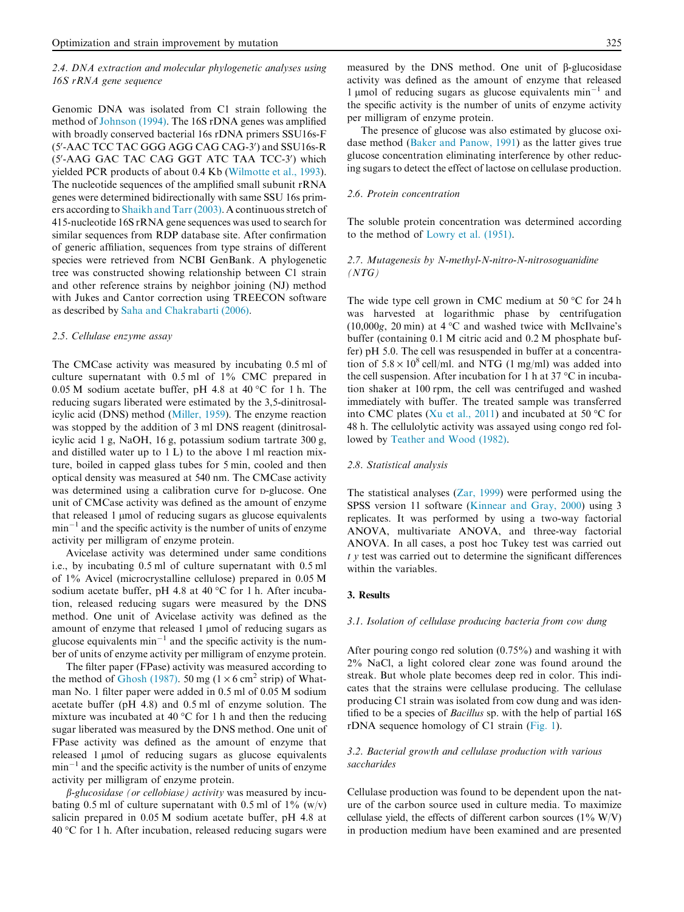### 2.4. DNA extraction and molecular phylogenetic analyses using 16S rRNA gene sequence

Genomic DNA was isolated from C1 strain following the method of Johnson (1994). The 16S rDNA genes was amplified with broadly conserved bacterial 16s rDNA primers SSU16s-F (5′-AAC TCC TAC GGG AGG CAG CAG-3′) and SSU16s-R (5′-AAG GAC TAC CAG GGT ATC TAA TCC-3′) which yielded PCR products of about 0.4 Kb (Wilmotte et al., 1993). The nucleotide sequences of the amplified small subunit rRNA genes were determined bidirectionally with same SSU 16s primers according to Shaikh and Tarr (2003). A continuous stretch of 415-nucleotide 16S rRNA gene sequences was used to search for similar sequences from RDP database site. After confirmation of generic affiliation, sequences from type strains of different species were retrieved from NCBI GenBank. A phylogenetic tree was constructed showing relationship between C1 strain and other reference strains by neighbor joining (NJ) method with Jukes and Cantor correction using TREECON software as described by Saha and Chakrabarti (2006).

### 2.5. Cellulase enzyme assay

The CMCase activity was measured by incubating 0.5 ml of culture supernatant with 0.5 ml of 1% CMC prepared in 0.05 M sodium acetate buffer, pH 4.8 at 40 °C for 1 h. The reducing sugars liberated were estimated by the 3,5-dinitrosalicylic acid (DNS) method (Miller, 1959). The enzyme reaction was stopped by the addition of 3 ml DNS reagent (dinitrosalicylic acid 1 g, NaOH, 16 g, potassium sodium tartrate 300 g, and distilled water up to 1 L) to the above 1 ml reaction mixture, boiled in capped glass tubes for 5 min, cooled and then optical density was measured at 540 nm. The CMCase activity was determined using a calibration curve for D-glucose. One unit of CMCase activity was defined as the amount of enzyme that released 1 µmol of reducing sugars as glucose equivalents $\text{min}^{-1}$ and the specific activity is the number of units of enzyme activity per milligram of enzyme protein.

Avicelase activity was determined under same conditions i.e., by incubating 0.5 ml of culture supernatant with 0.5 ml of 1% Avicel (microcrystalline cellulose) prepared in 0.05 M sodium acetate buffer, pH 4.8 at 40 °C for 1 h. After incubation, released reducing sugars were measured by the DNS method. One unit of Avicelase activity was defined as the amount of enzyme that released 1 µmol of reducing sugars as glucose equivalents $\text{min}^{-1}$ and the specific activity is the number of units of enzyme activity per milligram of enzyme protein.

The filter paper (FPase) activity was measured according to the method of Ghosh (1987). 50 mg ($1 \times 6\ \text{cm}^2$ strip) of Whatman No. 1 filter paper were added in 0.5 ml of 0.05 M sodium acetate buffer (pH 4.8) and 0.5 ml of enzyme solution. The mixture was incubated at 40 °C for 1 h and then the reducing sugar liberated was measured by the DNS method. One unit of FPase activity was defined as the amount of enzyme that released 1 µmol of reducing sugars as glucose equivalents $\text{min}^{-1}$ and the specific activity is the number of units of enzyme activity per milligram of enzyme protein.

*β-glucosidase (or cellobiase) activity* was measured by incubating 0.5 ml of culture supernatant with 0.5 ml of 1% (w/v) salicin prepared in 0.05 M sodium acetate buffer, pH 4.8 at 40 °C for 1 h. After incubation, released reducing sugars were measured by the DNS method. One unit of β-glucosidase activity was defined as the amount of enzyme that released 1 µmol of reducing sugars as glucose equivalents $\text{min}^{-1}$ and the specific activity is the number of units of enzyme activity per milligram of enzyme protein.

The presence of glucose was also estimated by glucose oxidase method (Baker and Panow, 1991) as the latter gives true glucose concentration eliminating interference by other reducing sugars to detect the effect of lactose on cellulase production.

### 2.6. Protein concentration

The soluble protein concentration was determined according to the method of Lowry et al. (1951).

### 2.7. Mutagenesis by N-methyl-N-nitro-N-nitrosoguanidine (NTG)

The wide type cell grown in CMC medium at 50 °C for 24 h was harvested at logarithmic phase by centrifugation (10,000*g*, 20 min) at 4 °C and washed twice with McIlvaine's buffer (containing 0.1 M citric acid and 0.2 M phosphate buffer) pH 5.0. The cell was resuspended in buffer at a concentration of $5.8 \times 10^8$ cell/ml. and NTG (1 mg/ml) was added into the cell suspension. After incubation for 1 h at 37 °C in incubation shaker at 100 rpm, the cell was centrifuged and washed immediately with buffer. The treated sample was transferred into CMC plates (Xu et al., 2011) and incubated at 50 °C for 48 h. The cellulolytic activity was assayed using congo red followed by Teather and Wood (1982).

### 2.8. Statistical analysis

The statistical analyses (Zar, 1999) were performed using the SPSS version 11 software (Kinnear and Gray, 2000) using 3 replicates. It was performed by using a two-way factorial ANOVA, multivariate ANOVA, and three-way factorial ANOVA. In all cases, a post hoc Tukey test was carried out *t y* test was carried out to determine the significant differences within the variables.

## 3. Results

### 3.1. Isolation of cellulase producing bacteria from cow dung

After pouring congo red solution (0.75%) and washing it with 2% NaCl, a light colored clear zone was found around the streak. But whole plate becomes deep red in color. This indicates that the strains were cellulase producing. The cellulase producing C1 strain was isolated from cow dung and was identified to be a species of *Bacillus* sp. with the help of partial 16S rDNA sequence homology of C1 strain (Fig. 1).

### 3.2. Bacterial growth and cellulase production with various saccharides

Cellulase production was found to be dependent upon the nature of the carbon source used in culture media. To maximize cellulase yield, the effects of different carbon sources (1% W/V) in production medium have been examined and are presented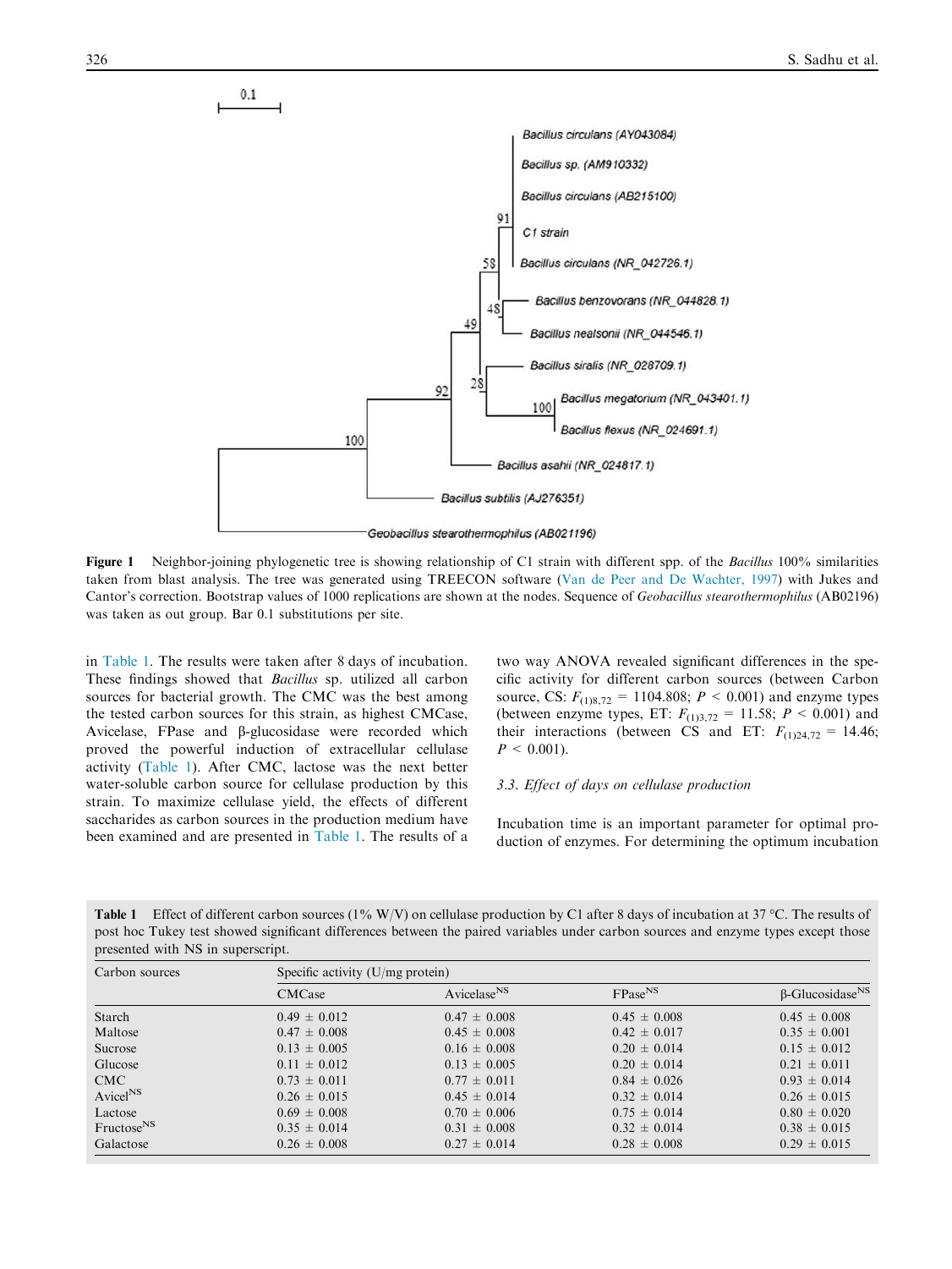Figure 1 Neighbor-joining phylogenetic tree is showing relationship of C1 strain with different spp. of the *Bacillus* 100% similarities taken from blast analysis. The tree was generated using TREECON software (Van de Peer and De Wachter, 1997) with Jukes and Cantor's correction. Bootstrap values of 1000 replications are shown at the nodes. Sequence of *Geobacillus stearothermophilus* (AB02196) was taken as out group. Bar 0.1 substitutions per site.

in Table 1. The results were taken after 8 days of incubation. These findings showed that *Bacillus* sp. utilized all carbon sources for bacterial growth. The CMC was the best among the tested carbon sources for this strain, as highest CMCase, Avicelase, FPase and β-glucosidase were recorded which proved the powerful induction of extracellular cellulase activity (Table 1). After CMC, lactose was the next better water-soluble carbon source for cellulase production by this strain. To maximize cellulase yield, the effects of different saccharides as carbon sources in the production medium have been examined and are presented in Table 1. The results of a two way ANOVA revealed significant differences in the specific activity for different carbon sources (between Carbon source, CS: $F_{(1)8,72} = 1104.808$; $P < 0.001$) and enzyme types (between enzyme types, ET: $F_{(1)3,72} = 11.58$; $P < 0.001$) and their interactions (between CS and ET: $F_{(1)24,72} = 14.46$; $P < 0.001$).

### 3.3. Effect of days on cellulase production

Incubation time is an important parameter for optimal production of enzymes. For determining the optimum incubation

**Table 1** Effect of different carbon sources (1% W/V) on cellulase production by C1 after 8 days of incubation at 37 °C. The results of post hoc Tukey test showed significant differences between the paired variables under carbon sources and enzyme types except those presented with NS in superscript.

| Carbon sources | Specific activity (U/mg protein) | | | |
|---|---|---|---|---|
| | CMCase | Avicelase$^{NS}$ | FPase$^{NS}$ | β-Glucosidase$^{NS}$ |
| Starch | 0.49 ± 0.012 | 0.47 ± 0.008 | 0.45 ± 0.008 | 0.45 ± 0.008 |
| Maltose | 0.47 ± 0.008 | 0.45 ± 0.008 | 0.42 ± 0.017 | 0.35 ± 0.001 |
| Sucrose | 0.13 ± 0.005 | 0.16 ± 0.008 | 0.20 ± 0.014 | 0.15 ± 0.012 |
| Glucose | 0.11 ± 0.012 | 0.13 ± 0.005 | 0.20 ± 0.014 | 0.21 ± 0.011 |
| CMC | 0.73 ± 0.011 | 0.77 ± 0.011 | 0.84 ± 0.026 | 0.93 ± 0.014 |
| Avicel$^{NS}$ | 0.26 ± 0.015 | 0.45 ± 0.014 | 0.32 ± 0.014 | 0.26 ± 0.015 |
| Lactose | 0.69 ± 0.008 | 0.70 ± 0.006 | 0.75 ± 0.014 | 0.80 ± 0.020 |
| Fructose$^{NS}$ | 0.35 ± 0.014 | 0.31 ± 0.008 | 0.32 ± 0.014 | 0.38 ± 0.015 |
| Galactose | 0.26 ± 0.008 | 0.27 ± 0.014 | 0.28 ± 0.008 | 0.29 ± 0.015 |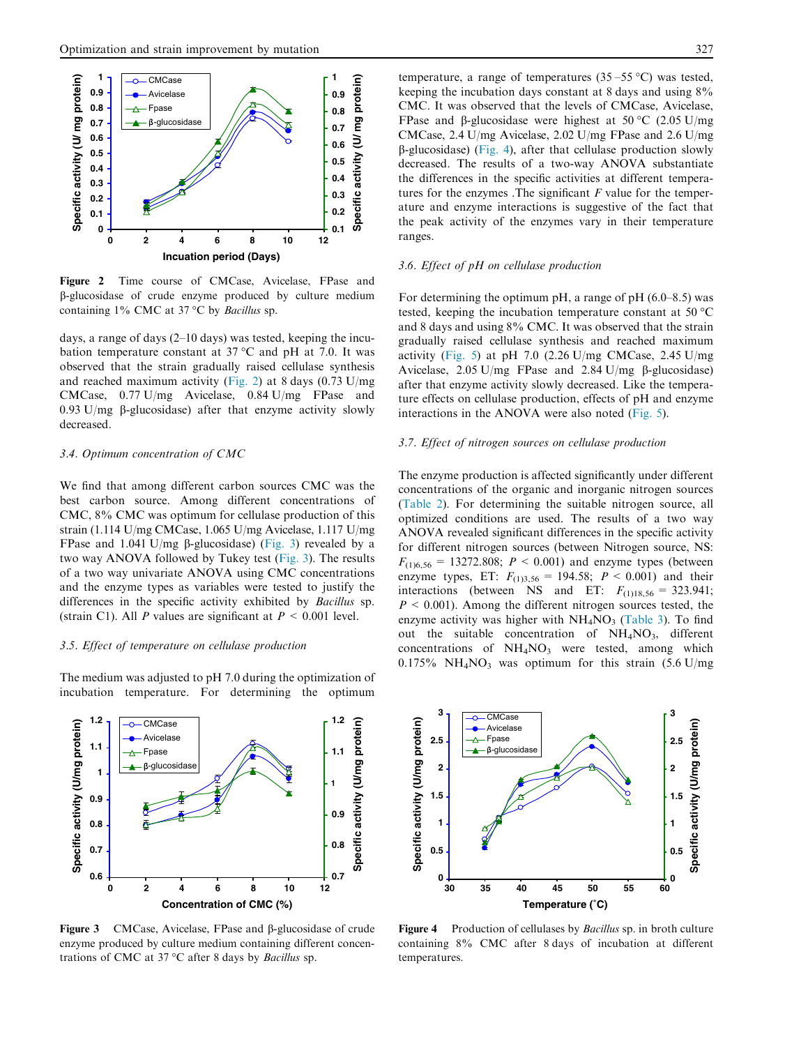Figure 2 Time course of CMCase, Avicelase, FPase and β-glucosidase of crude enzyme produced by culture medium containing 1% CMC at 37 °C by *Bacillus* sp.

days, a range of days (2–10 days) was tested, keeping the incubation temperature constant at 37 °C and pH at 7.0. It was observed that the strain gradually raised cellulase synthesis and reached maximum activity (Fig. 2) at 8 days (0.73 U/mg CMCase, 0.77 U/mg Avicelase, 0.84 U/mg FPase and 0.93 U/mg β-glucosidase) after that enzyme activity slowly decreased.

### 3.4. Optimum concentration of CMC

We find that among different carbon sources CMC was the best carbon source. Among different concentrations of CMC, 8% CMC was optimum for cellulase production of this strain (1.114 U/mg CMCase, 1.065 U/mg Avicelase, 1.117 U/mg FPase and 1.041 U/mg β-glucosidase) (Fig. 3) revealed by a two way ANOVA followed by Tukey test (Fig. 3). The results of a two way univariate ANOVA using CMC concentrations and the enzyme types as variables were tested to justify the differences in the specific activity exhibited by *Bacillus* sp. (strain C1). All *P* values are significant at $P < 0.001$ level.

### 3.5. Effect of temperature on cellulase production

The medium was adjusted to pH 7.0 during the optimization of incubation temperature. For determining the optimum temperature, a range of temperatures (35–55 °C) was tested, keeping the incubation days constant at 8 days and using 8% CMC. It was observed that the levels of CMCase, Avicelase, FPase and β-glucosidase were highest at 50 °C (2.05 U/mg CMCase, 2.4 U/mg Avicelase, 2.02 U/mg FPase and 2.6 U/mg β-glucosidase) (Fig. 4), after that cellulase production slowly decreased. The results of a two-way ANOVA substantiate the differences in the specific activities at different temperatures for the enzymes .The significant *F* value for the temperature and enzyme interactions is suggestive of the fact that the peak activity of the enzymes vary in their temperature ranges.

### 3.6. Effect of pH on cellulase production

For determining the optimum pH, a range of pH (6.0–8.5) was tested, keeping the incubation temperature constant at 50 °C and 8 days and using 8% CMC. It was observed that the strain gradually raised cellulase synthesis and reached maximum activity (Fig. 5) at pH 7.0 (2.26 U/mg CMCase, 2.45 U/mg Avicelase, 2.05 U/mg FPase and 2.84 U/mg β-glucosidase) after that enzyme activity slowly decreased. Like the temperature effects on cellulase production, effects of pH and enzyme interactions in the ANOVA were also noted (Fig. 5).

### 3.7. Effect of nitrogen sources on cellulase production

The enzyme production is affected significantly under different concentrations of the organic and inorganic nitrogen sources (Table 2). For determining the suitable nitrogen source, all optimized conditions are used. The results of a two way ANOVA revealed significant differences in the specific activity for different nitrogen sources (between Nitrogen source, NS: $F_{(1)6,56} = 13272.808$; $P < 0.001$) and enzyme types (between enzyme types, ET: $F_{(1)3,56} = 194.58$; $P < 0.001$) and their interactions (between NS and ET: $F_{(1)18,56} = 323.941$; $P < 0.001$). Among the different nitrogen sources tested, the enzyme activity was higher with $NH_4NO_3$ (Table 3). To find out the suitable concentration of $NH_4NO_3$, different concentrations of $NH_4NO_3$ were tested, among which 0.175% $NH_4NO_3$ was optimum for this strain (5.6 U/mg

Figure 3 CMCase, Avicelase, FPase and β-glucosidase of crude enzyme produced by culture medium containing different concentrations of CMC at 37 °C after 8 days by *Bacillus* sp.

Figure 4 Production of cellulases by *Bacillus* sp. in broth culture containing 8% CMC after 8 days of incubation at different temperatures.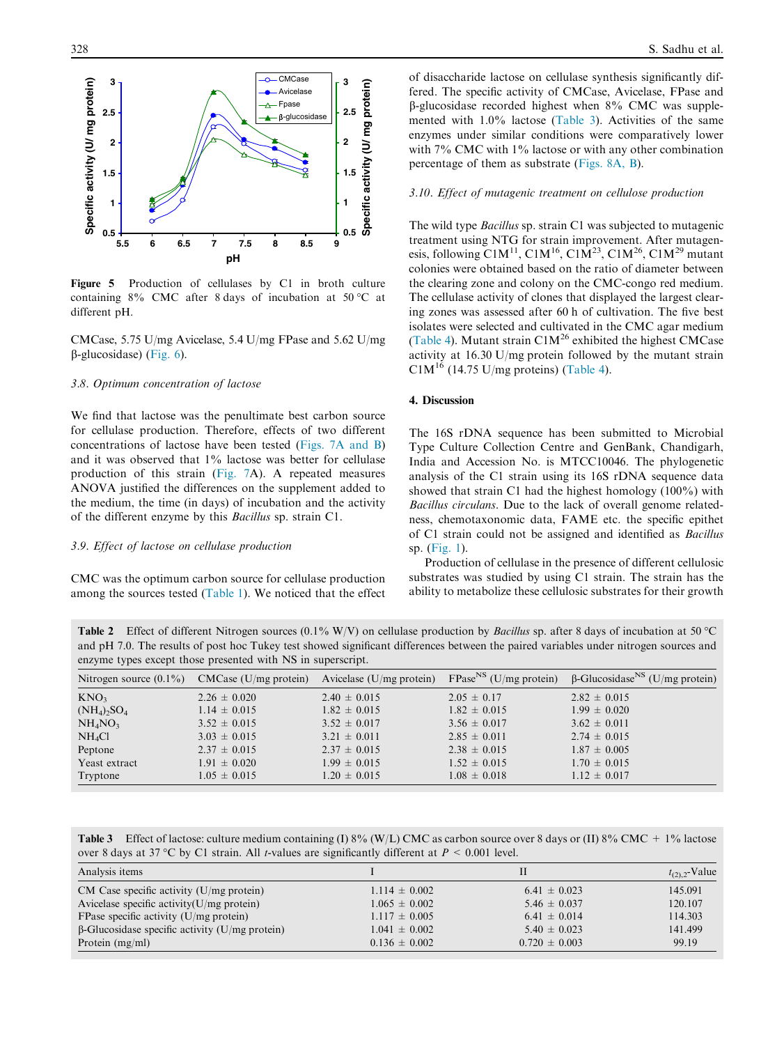Figure 5 Production of cellulases by C1 in broth culture containing 8% CMC after 8 days of incubation at 50 °C at different pH.

CMCase, 5.75 U/mg Avicelase, 5.4 U/mg FPase and 5.62 U/mg β-glucosidase) (Fig. 6).

### 3.8. Optimum concentration of lactose

We find that lactose was the penultimate best carbon source for cellulase production. Therefore, effects of two different concentrations of lactose have been tested (Figs. 7A and B) and it was observed that 1% lactose was better for cellulase production of this strain (Fig. 7A). A repeated measures ANOVA justified the differences on the supplement added to the medium, the time (in days) of incubation and the activity of the different enzyme by this *Bacillus* sp. strain C1.

### 3.9. Effect of lactose on cellulase production

CMC was the optimum carbon source for cellulase production among the sources tested (Table 1). We noticed that the effect of disaccharide lactose on cellulase synthesis significantly differed. The specific activity of CMCase, Avicelase, FPase and β-glucosidase recorded highest when 8% CMC was supplemented with 1.0% lactose (Table 3). Activities of the same enzymes under similar conditions were comparatively lower with 7% CMC with 1% lactose or with any other combination percentage of them as substrate (Figs. 8A, B).

### 3.10. Effect of mutagenic treatment on cellulose production

The wild type *Bacillus* sp. strain C1 was subjected to mutagenic treatment using NTG for strain improvement. After mutagenesis, following $C1M^{11}$, $C1M^{16}$, $C1M^{23}$, $C1M^{26}$, $C1M^{29}$ mutant colonies were obtained based on the ratio of diameter between the clearing zone and colony on the CMC-congo red medium. The cellulase activity of clones that displayed the largest clearing zones was assessed after 60 h of cultivation. The five best isolates were selected and cultivated in the CMC agar medium (Table 4). Mutant strain $C1M^{26}$ exhibited the highest CMCase activity at 16.30 U/mg protein followed by the mutant strain $C1M^{16}$ (14.75 U/mg proteins) (Table 4).

## 4. Discussion

The 16S rDNA sequence has been submitted to Microbial Type Culture Collection Centre and GenBank, Chandigarh, India and Accession No. is MTCC10046. The phylogenetic analysis of the C1 strain using its 16S rDNA sequence data showed that strain C1 had the highest homology (100%) with *Bacillus circulans*. Due to the lack of overall genome relatedness, chemotaxonomic data, FAME etc. the specific epithet of C1 strain could not be assigned and identified as *Bacillus* sp. (Fig. 1).

Production of cellulase in the presence of different cellulosic substrates was studied by using C1 strain. The strain has the ability to metabolize these cellulosic substrates for their growth

**Table 2** Effect of different Nitrogen sources (0.1% W/V) on cellulase production by *Bacillus* sp. after 8 days of incubation at 50 °C and pH 7.0. The results of post hoc Tukey test showed significant differences between the paired variables under nitrogen sources and enzyme types except those presented with NS in superscript.

| Nitrogen source (0.1%) | CMCase (U/mg protein) | Avicelase (U/mg protein) | FPase[NS] (U/mg protein) | β-Glucosidase[NS] (U/mg protein) |
|---|---|---|---|---|
| $KNO_3$ | 2.26 ± 0.020 | 2.40 ± 0.015 | 2.05 ± 0.17 | 2.82 ± 0.015 |
| $(NH_4)_2SO_4$ | 1.14 ± 0.015 | 1.82 ± 0.015 | 1.82 ± 0.015 | 1.99 ± 0.020 |
| $NH_4NO_3$ | 3.52 ± 0.015 | 3.52 ± 0.017 | 3.56 ± 0.017 | 3.62 ± 0.011 |
| $NH_4Cl$ | 3.03 ± 0.015 | 3.21 ± 0.011 | 2.85 ± 0.011 | 2.74 ± 0.015 |
| Peptone | 2.37 ± 0.015 | 2.37 ± 0.015 | 2.38 ± 0.015 | 1.87 ± 0.005 |
| Yeast extract | 1.91 ± 0.020 | 1.99 ± 0.015 | 1.52 ± 0.015 | 1.70 ± 0.015 |
| Tryptone | 1.05 ± 0.015 | 1.20 ± 0.015 | 1.08 ± 0.018 | 1.12 ± 0.017 |

**Table 3** Effect of lactose: culture medium containing (I) 8% (W/L) CMC as carbon source over 8 days or (II) 8% CMC + 1% lactose over 8 days at 37 °C by C1 strain. All *t*-values are significantly different at $P < 0.001$ level.

| Analysis items | I | II | $t_{(2),2}$-Value |
|---|---|---|---|
| CM Case specific activity (U/mg protein) | 1.114 ± 0.002 | 6.41 ± 0.023 | 145.091 |
| Avicelase specific activity(U/mg protein) | 1.065 ± 0.002 | 5.46 ± 0.037 | 120.107 |
| FPase specific activity (U/mg protein) | 1.117 ± 0.005 | 6.41 ± 0.014 | 114.303 |
| β-Glucosidase specific activity (U/mg protein) | 1.041 ± 0.002 | 5.40 ± 0.023 | 141.499 |
| Protein (mg/ml) | 0.136 ± 0.002 | 0.720 ± 0.003 | 99.19 |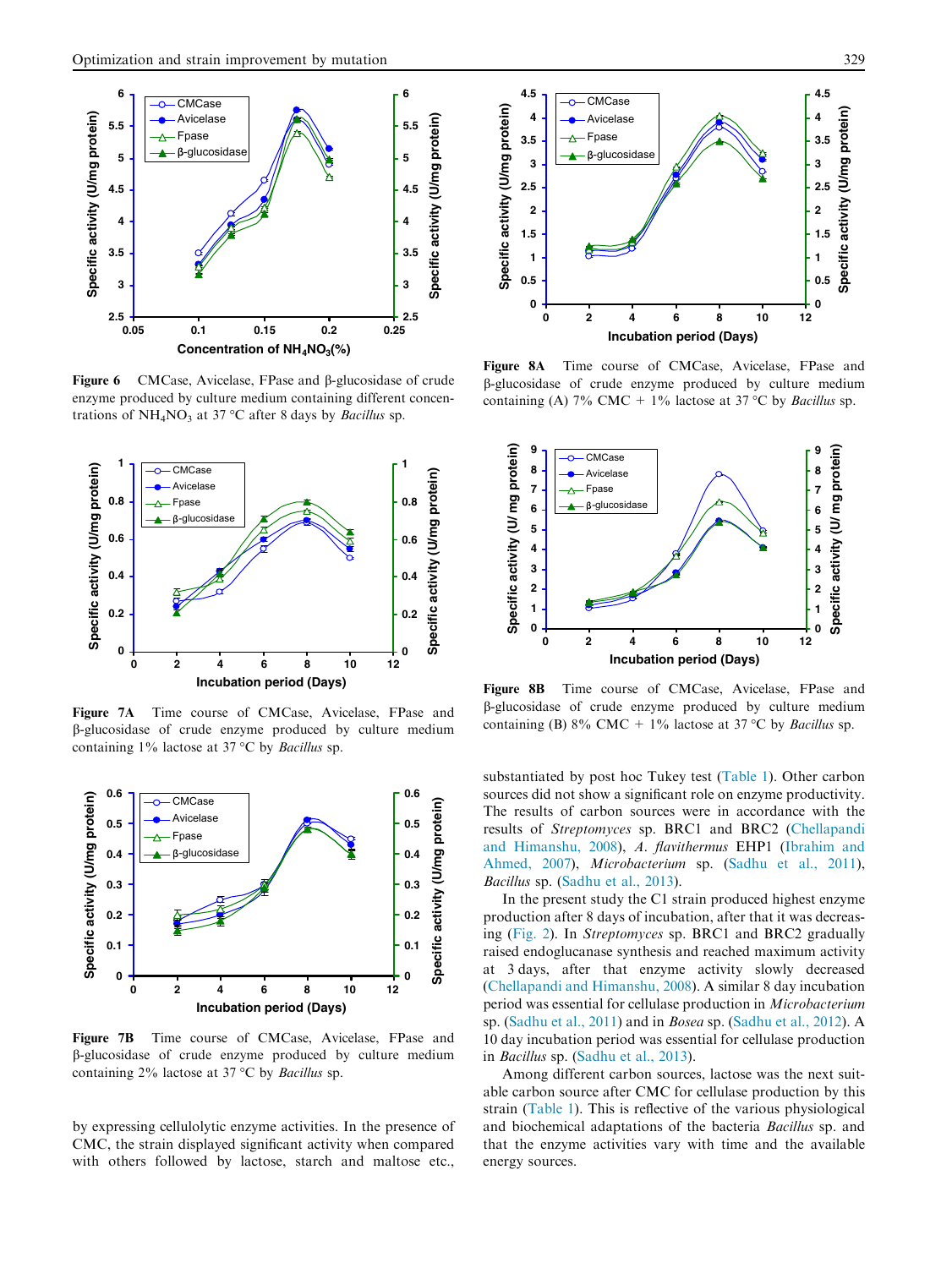Figure 6 CMCase, Avicelase, FPase and β-glucosidase of crude enzyme produced by culture medium containing different concentrations of $NH_4NO_3$ at 37 °C after 8 days by *Bacillus* sp.

Figure 7A Time course of CMCase, Avicelase, FPase and β-glucosidase of crude enzyme produced by culture medium containing 1% lactose at 37 °C by *Bacillus* sp.

Figure 7B Time course of CMCase, Avicelase, FPase and β-glucosidase of crude enzyme produced by culture medium containing 2% lactose at 37 °C by *Bacillus* sp.

by expressing cellulolytic enzyme activities. In the presence of CMC, the strain displayed significant activity when compared with others followed by lactose, starch and maltose etc., substantiated by post hoc Tukey test (Table 1). Other carbon sources did not show a significant role on enzyme productivity. The results of carbon sources were in accordance with the results of *Streptomyces* sp. BRC1 and BRC2 (Chellapandi and Himanshu, 2008), *A. flavithermus* EHP1 (Ibrahim and Ahmed, 2007), *Microbacterium* sp. (Sadhu et al., 2011), *Bacillus* sp. (Sadhu et al., 2013).

In the present study the C1 strain produced highest enzyme production after 8 days of incubation, after that it was decreasing (Fig. 2). In *Streptomyces* sp. BRC1 and BRC2 gradually raised endoglucanase synthesis and reached maximum activity at 3 days, after that enzyme activity slowly decreased (Chellapandi and Himanshu, 2008). A similar 8 day incubation period was essential for cellulase production in *Microbacterium* sp. (Sadhu et al., 2011) and in *Bosea* sp. (Sadhu et al., 2012). A 10 day incubation period was essential for cellulase production in *Bacillus* sp. (Sadhu et al., 2013).

Among different carbon sources, lactose was the next suitable carbon source after CMC for cellulase production by this strain (Table 1). This is reflective of the various physiological and biochemical adaptations of the bacteria *Bacillus* sp. and that the enzyme activities vary with time and the available energy sources.

Figure 8A Time course of CMCase, Avicelase, FPase and β-glucosidase of crude enzyme produced by culture medium containing (A) 7% CMC + 1% lactose at 37 °C by *Bacillus* sp.

Figure 8B Time course of CMCase, Avicelase, FPase and β-glucosidase of crude enzyme produced by culture medium containing (B) 8% CMC + 1% lactose at 37 °C by *Bacillus* sp.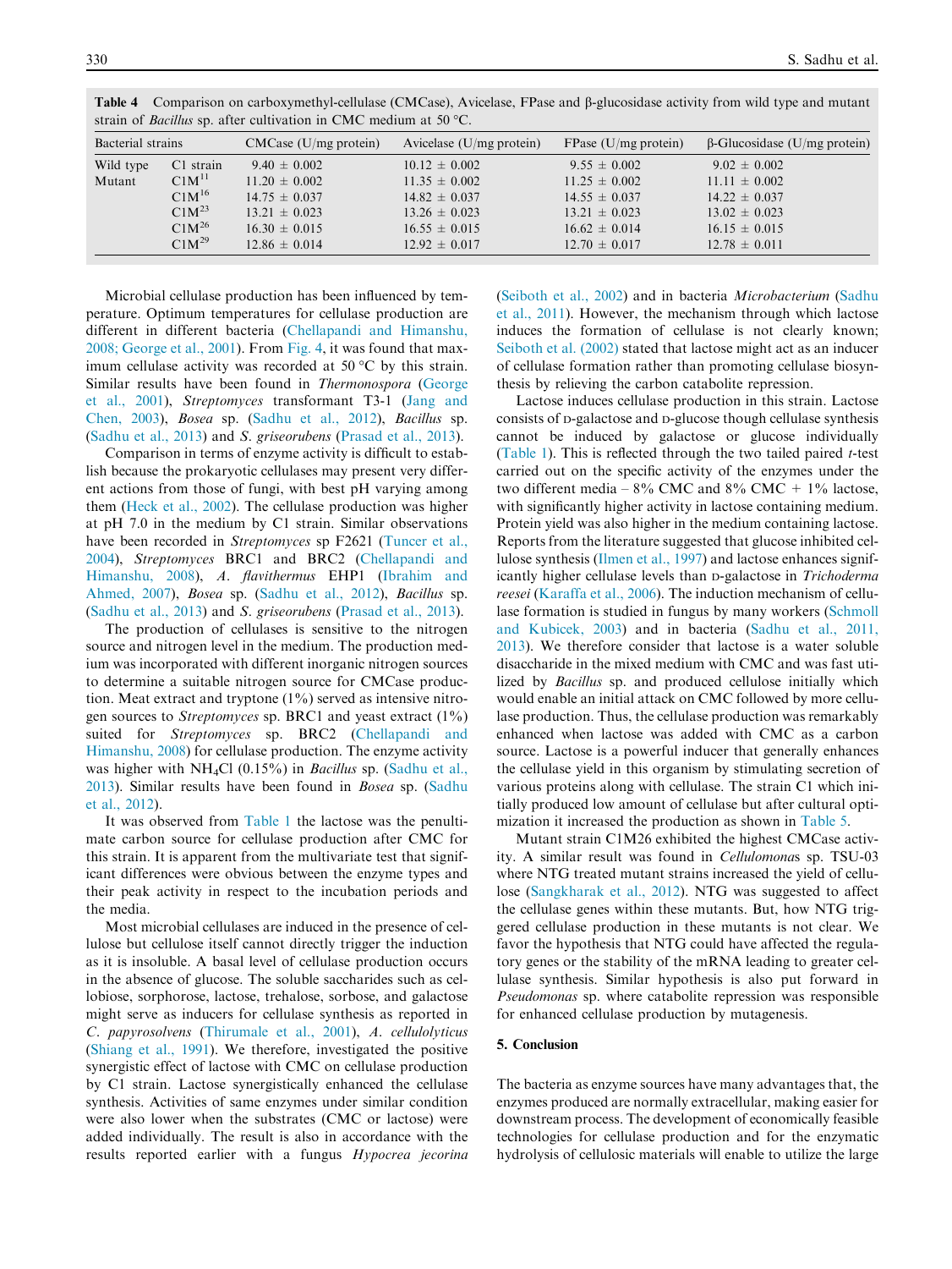**Table 4** Comparison on carboxymethyl-cellulase (CMCase), Avicelase, FPase and β-glucosidase activity from wild type and mutant strain of *Bacillus* sp. after cultivation in CMC medium at 50 °C.

| Bacterial strains | | CMCase (U/mg protein) | Avicelase (U/mg protein) | FPase (U/mg protein) | β-Glucosidase (U/mg protein) |
|---|---|---|---|---|---|
| Wild type | C1 strain | 9.40 ± 0.002 | 10.12 ± 0.002 | 9.55 ± 0.002 | 9.02 ± 0.002 |
| Mutant | $C1M^{11}$ | 11.20 ± 0.002 | 11.35 ± 0.002 | 11.25 ± 0.002 | 11.11 ± 0.002 |
| | $C1M^{16}$ | 14.75 ± 0.037 | 14.82 ± 0.037 | 14.55 ± 0.037 | 14.22 ± 0.037 |
| | $C1M^{23}$ | 13.21 ± 0.023 | 13.26 ± 0.023 | 13.21 ± 0.023 | 13.02 ± 0.023 |
| | $C1M^{26}$ | 16.30 ± 0.015 | 16.55 ± 0.015 | 16.62 ± 0.014 | 16.15 ± 0.015 |
| | $C1M^{29}$ | 12.86 ± 0.014 | 12.92 ± 0.017 | 12.70 ± 0.017 | 12.78 ± 0.011 |

Microbial cellulase production has been influenced by temperature. Optimum temperatures for cellulase production are different in different bacteria (Chellapandi and Himanshu, 2008; George et al., 2001). From Fig. 4, it was found that maximum cellulase activity was recorded at 50 °C by this strain. Similar results have been found in *Thermonospora* (George et al., 2001), *Streptomyces* transformant T3-1 (Jang and Chen, 2003), *Bosea* sp. (Sadhu et al., 2012), *Bacillus* sp. (Sadhu et al., 2013) and *S. griseorubens* (Prasad et al., 2013).

Comparison in terms of enzyme activity is difficult to establish because the prokaryotic cellulases may present very different actions from those of fungi, with best pH varying among them (Heck et al., 2002). The cellulase production was higher at pH 7.0 in the medium by C1 strain. Similar observations have been recorded in *Streptomyces* sp F2621 (Tuncer et al., 2004), *Streptomyces* BRC1 and BRC2 (Chellapandi and Himanshu, 2008), *A. flavithermus* EHP1 (Ibrahim and Ahmed, 2007), *Bosea* sp. (Sadhu et al., 2012), *Bacillus* sp. (Sadhu et al., 2013) and *S. griseorubens* (Prasad et al., 2013).

The production of cellulases is sensitive to the nitrogen source and nitrogen level in the medium. The production medium was incorporated with different inorganic nitrogen sources to determine a suitable nitrogen source for CMCase production. Meat extract and tryptone (1%) served as intensive nitrogen sources to *Streptomyces* sp. BRC1 and yeast extract (1%) suited for *Streptomyces* sp. BRC2 (Chellapandi and Himanshu, 2008) for cellulase production. The enzyme activity was higher with $NH_4Cl$ (0.15%) in *Bacillus* sp. (Sadhu et al., 2013). Similar results have been found in *Bosea* sp. (Sadhu et al., 2012).

It was observed from Table 1 the lactose was the penultimate carbon source for cellulase production after CMC for this strain. It is apparent from the multivariate test that significant differences were obvious between the enzyme types and their peak activity in respect to the incubation periods and the media.

Most microbial cellulases are induced in the presence of cellulose but cellulose itself cannot directly trigger the induction as it is insoluble. A basal level of cellulase production occurs in the absence of glucose. The soluble saccharides such as cellobiose, sorphorose, lactose, trehalose, sorbose, and galactose might serve as inducers for cellulase synthesis as reported in *C. papyrosolvens* (Thirumale et al., 2001), *A. cellulolyticus* (Shiang et al., 1991). We therefore, investigated the positive synergistic effect of lactose with CMC on cellulase production by C1 strain. Lactose synergistically enhanced the cellulase synthesis. Activities of same enzymes under similar condition were also lower when the substrates (CMC or lactose) were added individually. The result is also in accordance with the results reported earlier with a fungus *Hypocrea jecorina* (Seiboth et al., 2002) and in bacteria *Microbacterium* (Sadhu et al., 2011). However, the mechanism through which lactose induces the formation of cellulase is not clearly known; Seiboth et al. (2002) stated that lactose might act as an inducer of cellulase formation rather than promoting cellulase biosynthesis by relieving the carbon catabolite repression.

Lactose induces cellulase production in this strain. Lactose consists of D-galactose and D-glucose though cellulase synthesis cannot be induced by galactose or glucose individually (Table 1). This is reflected through the two tailed paired *t*-test carried out on the specific activity of the enzymes under the two different media – 8% CMC and 8% CMC + 1% lactose, with significantly higher activity in lactose containing medium. Protein yield was also higher in the medium containing lactose. Reports from the literature suggested that glucose inhibited cellulose synthesis (Ilmen et al., 1997) and lactose enhances significantly higher cellulase levels than D-galactose in *Trichoderma reesei* (Karaffa et al., 2006). The induction mechanism of cellulase formation is studied in fungus by many workers (Schmoll and Kubicek, 2003) and in bacteria (Sadhu et al., 2011, 2013). We therefore consider that lactose is a water soluble disaccharide in the mixed medium with CMC and was fast utilized by *Bacillus* sp. and produced cellulose initially which would enable an initial attack on CMC followed by more cellulase production. Thus, the cellulase production was remarkably enhanced when lactose was added with CMC as a carbon source. Lactose is a powerful inducer that generally enhances the cellulase yield in this organism by stimulating secretion of various proteins along with cellulase. The strain C1 which initially produced low amount of cellulase but after cultural optimization it increased the production as shown in Table 5.

Mutant strain C1M26 exhibited the highest CMCase activity. A similar result was found in *Cellulomona*s sp. TSU-03 where NTG treated mutant strains increased the yield of cellulose (Sangkharak et al., 2012). NTG was suggested to affect the cellulase genes within these mutants. But, how NTG triggered cellulase production in these mutants is not clear. We favor the hypothesis that NTG could have affected the regulatory genes or the stability of the mRNA leading to greater cellulase synthesis. Similar hypothesis is also put forward in *Pseudomonas* sp. where catabolite repression was responsible for enhanced cellulase production by mutagenesis.

## 5. Conclusion

The bacteria as enzyme sources have many advantages that, the enzymes produced are normally extracellular, making easier for downstream process. The development of economically feasible technologies for cellulase production and for the enzymatic hydrolysis of cellulosic materials will enable to utilize the large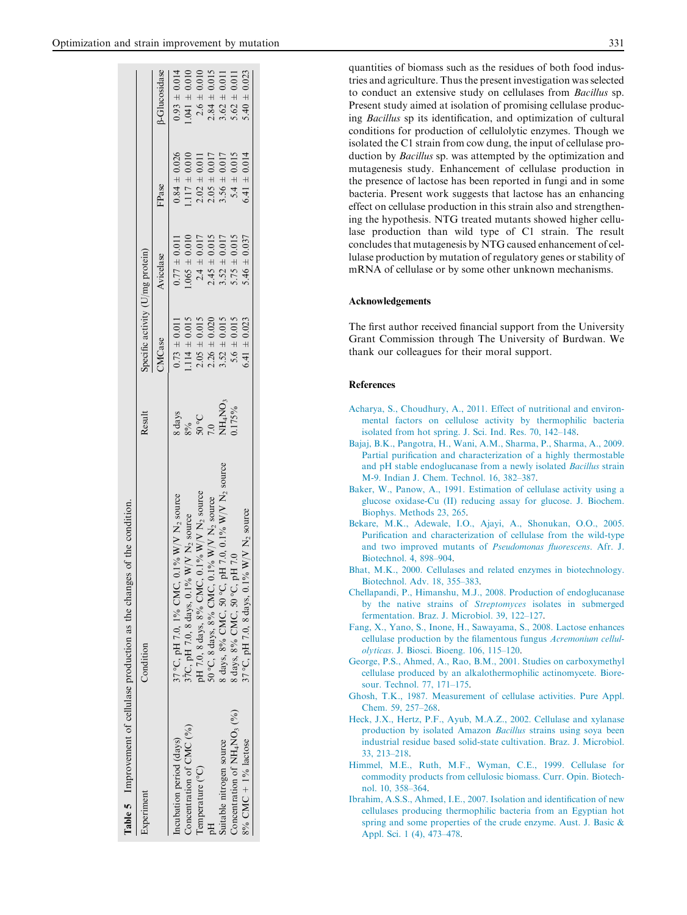**Table 5** Improvement of cellulase production as the changes of the condition.

| Experiment | Condition | Result | Specific activity (U/mg protein) | | | |
|---|---|---|---|---|---|---|
| | | | CMCase | Avicelase | FPase | β-Glucosidase |
| Incubation period (days) | 37 °C, pH 7.0, 1% CMC, 0.1% W/V $N_2$ source | 8 days | 0.73 ± 0.011 | 0.77 ± 0.011 | 0.84 ± 0.026 | 0.93 ± 0.014 |
| Concentration of CMC (%) | 37°C, pH 7.0, 8 days, 0.1% W/V $N_2$ source | 8% | 1.114 ± 0.015 | 1.065 ± 0.010 | 1.117 ± 0.010 | 1.041 ± 0.010 |
| Temperature (°C) | pH 7.0, 8 days, 8% CMC, 0.1% W/V $N_2$ source | 50 °C | 2.05 ± 0.015 | 2.4 ± 0.017 | 2.02 ± 0.011 | 2.6 ± 0.010 |
| pH | 50 °C, 8 days, 8% CMC, 0.1% W/V $N_2$ source | 7.0 | 2.26 ± 0.020 | 2.45 ± 0.015 | 2.05 ± 0.017 | 2.84 ± 0.015 |
| Suitable nitrogen source | 8 days, 8% CMC, 50 °C, pH 7.0, 0.1% W/V $N_2$ source | $NH_4NO_3$ | 3.52 ± 0.015 | 3.52 ± 0.017 | 3.56 ± 0.017 | 3.62 ± 0.011 |
| Concentration of $NH_4NO_3$ (%) | 8 days, 8% CMC, 50 °C, pH 7.0 | 0.175% | 5.6 ± 0.015 | 5.75 ± 0.015 | 5.4 ± 0.015 | 5.62 ± 0.011 |
| 8% CMC + 1% lactose | 37 °C, pH 7.0, 8 days, 0.1% W/V $N_2$ source | | 6.41 ± 0.023 | 5.46 ± 0.037 | 6.41 ± 0.014 | 5.40 ± 0.023 |

quantities of biomass such as the residues of both food industries and agriculture. Thus the present investigation was selected to conduct an extensive study on cellulases from *Bacillus* sp. Present study aimed at isolation of promising cellulase producing *Bacillus* sp its identification, and optimization of cultural conditions for production of cellulolytic enzymes. Though we isolated the C1 strain from cow dung, the input of cellulase production by *Bacillus* sp. was attempted by the optimization and mutagenesis study. Enhancement of cellulase production in the presence of lactose has been reported in fungi and in some bacteria. Present work suggests that lactose has an enhancing effect on cellulase production in this strain also and strengthening the hypothesis. NTG treated mutants showed higher cellulase production than wild type of C1 strain. The result concludes that mutagenesis by NTG caused enhancement of cellulase production by mutation of regulatory genes or stability of mRNA of cellulase or by some other unknown mechanisms.

## Acknowledgements

The first author received financial support from the University Grant Commission through The University of Burdwan. We thank our colleagues for their moral support.

## References

Acharya, S., Choudhury, A., 2011. Effect of nutritional and environmental factors on cellulose activity by thermophilic bacteria isolated from hot spring. J. Sci. Ind. Res. 70, 142–148.

Bajaj, B.K., Pangotra, H., Wani, A.M., Sharma, P., Sharma, A., 2009. Partial purification and characterization of a highly thermostable and pH stable endoglucanase from a newly isolated *Bacillus* strain M-9. Indian J. Chem. Technol. 16, 382–387.

Baker, W., Panow, A., 1991. Estimation of cellulase activity using a glucose oxidase-Cu (II) reducing assay for glucose. J. Biochem. Biophys. Methods 23, 265.

Bekare, M.K., Adewale, I.O., Ajayi, A., Shonukan, O.O., 2005. Purification and characterization of cellulase from the wild-type and two improved mutants of *Pseudomonas fluorescens*. Afr. J. Biotechnol. 4, 898–904.

Bhat, M.K., 2000. Cellulases and related enzymes in biotechnology. Biotechnol. Adv. 18, 355–383.

Chellapandi, P., Himanshu, M.J., 2008. Production of endoglucanase by the native strains of *Streptomyces* isolates in submerged fermentation. Braz. J. Microbiol. 39, 122–127.

Fang, X., Yano, S., Inone, H., Sawayama, S., 2008. Lactose enhances cellulase production by the filamentous fungus *Acremonium cellulolyticas*. J. Biosci. Bioeng. 106, 115–120.

George, P.S., Ahmed, A., Rao, B.M., 2001. Studies on carboxymethyl cellulase produced by an alkalothermophilic actinomycete. Bioresour. Technol. 77, 171–175.

Ghosh, T.K., 1987. Measurement of cellulase activities. Pure Appl. Chem. 59, 257–268.

Heck, J.X., Hertz, P.F., Ayub, M.A.Z., 2002. Cellulase and xylanase production by isolated Amazon *Bacillus* strains using soya been industrial residue based solid-state cultivation. Braz. J. Microbiol. 33, 213–218.

Himmel, M.E., Ruth, M.F., Wyman, C.E., 1999. Cellulase for commodity products from cellulosic biomass. Curr. Opin. Biotechnol. 10, 358–364.

Ibrahim, A.S.S., Ahmed, I.E., 2007. Isolation and identification of new cellulases producing thermophilic bacteria from an Egyptian hot spring and some properties of the crude enzyme. Aust. J. Basic & Appl. Sci. 1 (4), 473–478.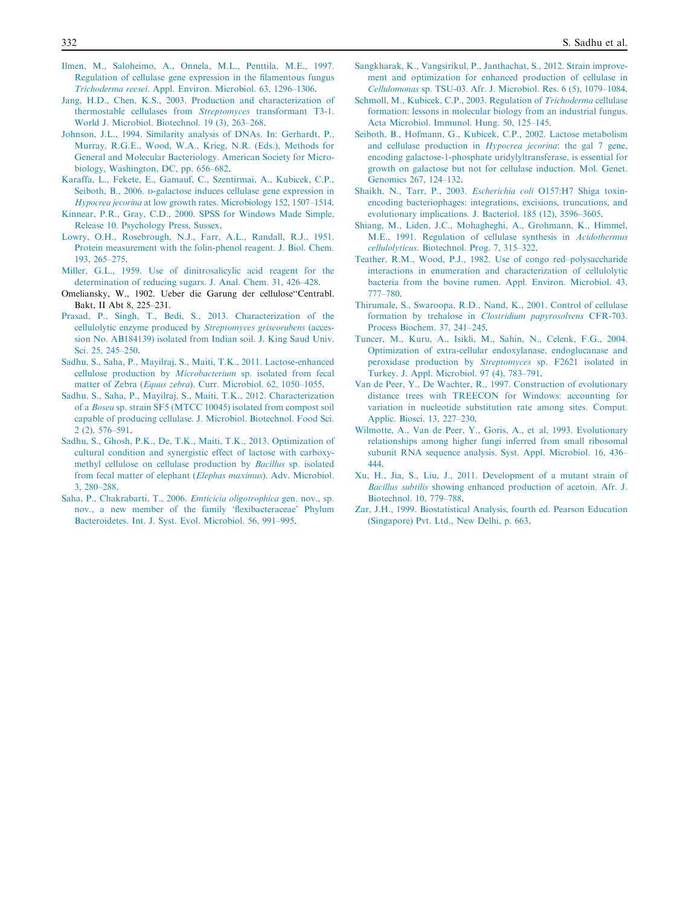Ilmen, M., Saloheimo, A., Onnela, M.L., Penttila, M.E., 1997. Regulation of cellulase gene expression in the filamentous fungus *Trichoderma reesei*. Appl. Environ. Microbiol. 63, 1296–1306.

Jang, H.D., Chen, K.S., 2003. Production and characterization of thermostable cellulases from *Streptomyces* transformant T3-1. World J. Microbiol. Biotechnol. 19 (3), 263–268.

Johnson, J.L., 1994. Similarity analysis of DNAs. In: Gerhardt, P., Murray, R.G.E., Wood, W.A., Krieg, N.R. (Eds.), Methods for General and Molecular Bacteriology. American Society for Microbiology, Washington, DC, pp. 656–682.

Karaffa, L., Fekete, E., Gamauf, C., Szentirmai, A., Kubicek, C.P., Seiboth, B., 2006. D-galactose induces cellulase gene expression in *Hypocrea jecorina* at low growth rates. Microbiology 152, 1507–1514.

Kinnear, P.R., Gray, C.D., 2000. SPSS for Windows Made Simple, Release 10. Psychology Press, Sussex.

Lowry, O.H., Rosebrough, N.J., Farr, A.L., Randall, R.J., 1951. Protein measurement with the folin-phenol reagent. J. Biol. Chem. 193, 265–275.

Miller, G.L., 1959. Use of dinitrosalicylic acid reagent for the determination of reducing sugars. J. Anal. Chem. 31, 426–428.

Omeliansky, W., 1902. Ueber die Garung der cellulose"Centrabl. Bakt, II Abt 8, 225–231.

Prasad, P., Singh, T., Bedi, S., 2013. Characterization of the cellulolytic enzyme produced by *Streptomyces griseorubens* (accession No. AB184139) isolated from Indian soil. J. King Saud Univ. Sci. 25, 245–250.

Sadhu, S., Saha, P., Mayilraj, S., Maiti, T.K., 2011. Lactose-enhanced cellulose production by *Microbacterium* sp. isolated from fecal matter of Zebra (*Equus zebra*). Curr. Microbiol. 62, 1050–1055.

Sadhu, S., Saha, P., Mayilraj, S., Maiti, T.K., 2012. Characterization of a *Bosea* sp. strain SF5 (MTCC 10045) isolated from compost soil capable of producing cellulase. J. Microbiol. Biotechnol. Food Sci. 2 (2), 576–591.

Sadhu, S., Ghosh, P.K., De, T.K., Maiti, T.K., 2013. Optimization of cultural condition and synergistic effect of lactose with carboxymethyl cellulose on cellulase production by *Bacillus* sp. isolated from fecal matter of elephant (*Elephas maximus*). Adv. Microbiol. 3, 280–288.

Saha, P., Chakrabarti, T., 2006. *Emticicia oligotrophica* gen. nov., sp. nov., a new member of the family 'flexibacteraceae' Phylum Bacteroidetes. Int. J. Syst. Evol. Microbiol. 56, 991–995.

Sangkharak, K., Vangsirikul, P., Janthachat, S., 2012. Strain improvement and optimization for enhanced production of cellulase in *Cellulomonas* sp. TSU-03. Afr. J. Microbiol. Res. 6 (5), 1079–1084.

Schmoll, M., Kubicek, C.P., 2003. Regulation of *Trichoderma* cellulase formation: lessons in molecular biology from an industrial fungus. Acta Microbiol. Immunol. Hung. 50, 125–145.

Seiboth, B., Hofmann, G., Kubicek, C.P., 2002. Lactose metabolism and cellulase production in *Hypocrea jecorina*: the gal 7 gene, encoding galactose-1-phosphate uridylyltransferase, is essential for growth on galactose but not for cellulase induction. Mol. Genet. Genomics 267, 124–132.

Shaikh, N., Tarr, P., 2003. *Escherichia coli* O157:H7 Shiga toxin-encoding bacteriophages: integrations, excisions, truncations, and evolutionary implications. J. Bacteriol. 185 (12), 3596–3605.

Shiang, M., Liden, J.C., Mohagheghi, A., Grohmann, K., Himmel, M.E., 1991. Regulation of cellulase synthesis in *Acidothermus cellulolyticus*. Biotechnol. Prog. 7, 315–322.

Teather, R.M., Wood, P.J., 1982. Use of congo red–polysaccharide interactions in enumeration and characterization of cellulolytic bacteria from the bovine rumen. Appl. Environ. Microbiol. 43, 777–780.

Thirumale, S., Swaroopa, R.D., Nand, K., 2001. Control of cellulase formation by trehalose in *Clostridium papyrosolvens* CFR-703. Process Biochem. 37, 241–245.

Tuncer, M., Kuru, A., Isikli, M., Sahin, N., Celenk, F.G., 2004. Optimization of extra-cellular endoxylanase, endoglucanase and peroxidase production by *Streptomyces* sp. F2621 isolated in Turkey. J. Appl. Microbiol. 97 (4), 783–791.

Van de Peer, Y., De Wachter, R., 1997. Construction of evolutionary distance trees with TREECON for Windows: accounting for variation in nucleotide substitution rate among sites. Comput. Applic. Biosci. 13, 227–230.

Wilmotte, A., Van de Peer, Y., Goris, A., et al, 1993. Evolutionary relationships among higher fungi inferred from small ribosomal subunit RNA sequence analysis. Syst. Appl. Microbiol. 16, 436–444.

Xu, H., Jia, S., Liu, J., 2011. Development of a mutant strain of *Bacillus subtilis* showing enhanced production of acetoin. Afr. J. Biotechnol. 10, 779–788.

Zar, J.H., 1999. Biostatistical Analysis, fourth ed. Pearson Education (Singapore) Pvt. Ltd., New Delhi, p. 663.